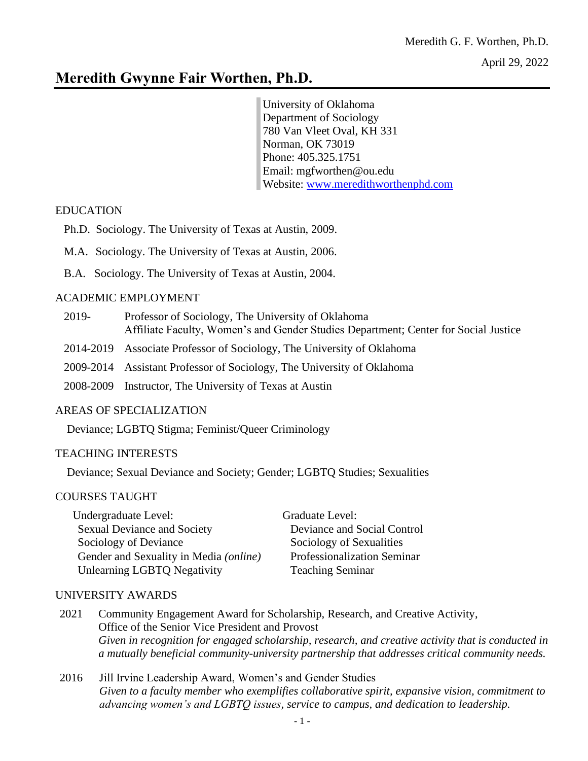# Meredith Gwynne Fair Worthen, Ph.D.

April 29, 2022

University of Oklahoma
Department of Sociology
780 Van Vleet Oval, KH 331
Norman, OK 73019
Phone: 405.325.1751
Email: mgfworthen@ou.edu
Website: www.meredithworthenphd.com

## EDUCATION

Ph.D. Sociology. The University of Texas at Austin, 2009.

M.A. Sociology. The University of Texas at Austin, 2006.

B.A. Sociology. The University of Texas at Austin, 2004.

## ACADEMIC EMPLOYMENT

2019- Professor of Sociology, The University of Oklahoma
Affiliate Faculty, Women's and Gender Studies Department; Center for Social Justice

2014-2019 Associate Professor of Sociology, The University of Oklahoma

2009-2014 Assistant Professor of Sociology, The University of Oklahoma

2008-2009 Instructor, The University of Texas at Austin

## AREAS OF SPECIALIZATION

Deviance; LGBTQ Stigma; Feminist/Queer Criminology

## TEACHING INTERESTS

Deviance; Sexual Deviance and Society; Gender; LGBTQ Studies; Sexualities

## COURSES TAUGHT

Undergraduate Level:
- Sexual Deviance and Society
- Sociology of Deviance
- Gender and Sexuality in Media *(online)*
- Unlearning LGBTQ Negativity

Graduate Level:
- Deviance and Social Control
- Sociology of Sexualities
- Professionalization Seminar
- Teaching Seminar

## UNIVERSITY AWARDS

2021 Community Engagement Award for Scholarship, Research, and Creative Activity, Office of the Senior Vice President and Provost
*Given in recognition for engaged scholarship, research, and creative activity that is conducted in a mutually beneficial community-university partnership that addresses critical community needs.*

2016 Jill Irvine Leadership Award, Women's and Gender Studies
*Given to a faculty member who exemplifies collaborative spirit, expansive vision, commitment to advancing women's and LGBTQ issues, service to campus, and dedication to leadership.*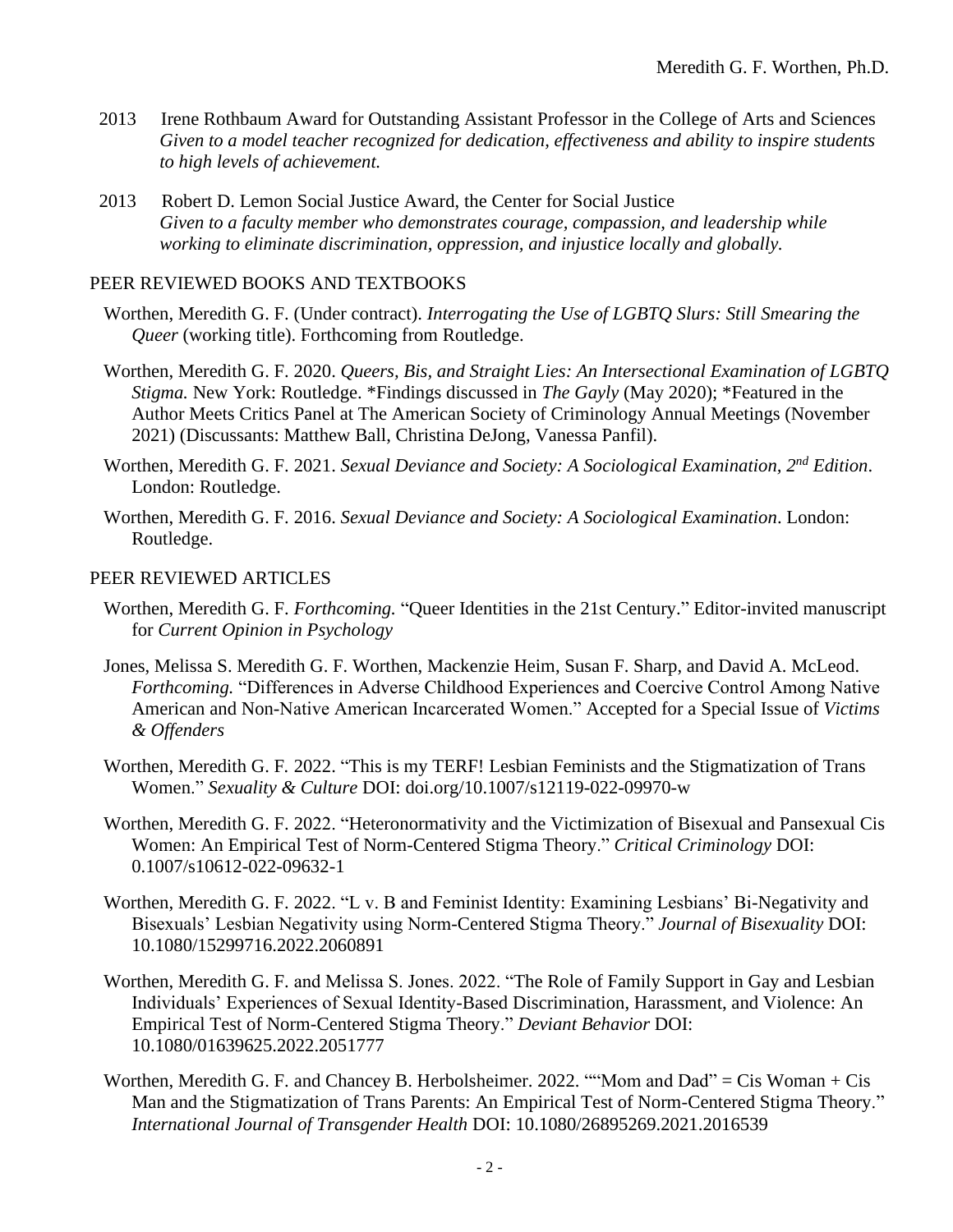2013 Irene Rothbaum Award for Outstanding Assistant Professor in the College of Arts and Sciences
*Given to a model teacher recognized for dedication, effectiveness and ability to inspire students to high levels of achievement.*

2013 Robert D. Lemon Social Justice Award, the Center for Social Justice
*Given to a faculty member who demonstrates courage, compassion, and leadership while working to eliminate discrimination, oppression, and injustice locally and globally.*

## PEER REVIEWED BOOKS AND TEXTBOOKS

Worthen, Meredith G. F. (Under contract). *Interrogating the Use of LGBTQ Slurs: Still Smearing the Queer* (working title). Forthcoming from Routledge.

Worthen, Meredith G. F. 2020. *Queers, Bis, and Straight Lies: An Intersectional Examination of LGBTQ Stigma.* New York: Routledge. *Findings discussed in *The Gayly* (May 2020); *Featured in the Author Meets Critics Panel at The American Society of Criminology Annual Meetings (November 2021) (Discussants: Matthew Ball, Christina DeJong, Vanessa Panfil).

Worthen, Meredith G. F. 2021. *Sexual Deviance and Society: A Sociological Examination, 2nd Edition*. London: Routledge.

Worthen, Meredith G. F. 2016. *Sexual Deviance and Society: A Sociological Examination*. London: Routledge.

## PEER REVIEWED ARTICLES

Worthen, Meredith G. F. *Forthcoming.* "Queer Identities in the 21st Century." Editor-invited manuscript for *Current Opinion in Psychology*

Jones, Melissa S. Meredith G. F. Worthen, Mackenzie Heim, Susan F. Sharp, and David A. McLeod. *Forthcoming.* "Differences in Adverse Childhood Experiences and Coercive Control Among Native American and Non-Native American Incarcerated Women." Accepted for a Special Issue of *Victims & Offenders*

Worthen, Meredith G. F. 2022. "This is my TERF! Lesbian Feminists and the Stigmatization of Trans Women." *Sexuality & Culture* DOI: doi.org/10.1007/s12119-022-09970-w

Worthen, Meredith G. F. 2022. "Heteronormativity and the Victimization of Bisexual and Pansexual Cis Women: An Empirical Test of Norm-Centered Stigma Theory." *Critical Criminology* DOI: 0.1007/s10612-022-09632-1

Worthen, Meredith G. F. 2022. "L v. B and Feminist Identity: Examining Lesbians' Bi-Negativity and Bisexuals' Lesbian Negativity using Norm-Centered Stigma Theory." *Journal of Bisexuality* DOI: 10.1080/15299716.2022.2060891

Worthen, Meredith G. F. and Melissa S. Jones. 2022. "The Role of Family Support in Gay and Lesbian Individuals' Experiences of Sexual Identity-Based Discrimination, Harassment, and Violence: An Empirical Test of Norm-Centered Stigma Theory." *Deviant Behavior* DOI: 10.1080/01639625.2022.2051777

Worthen, Meredith G. F. and Chancey B. Herbolsheimer. 2022. ""Mom and Dad" = Cis Woman + Cis Man and the Stigmatization of Trans Parents: An Empirical Test of Norm-Centered Stigma Theory." *International Journal of Transgender Health* DOI: 10.1080/26895269.2021.2016539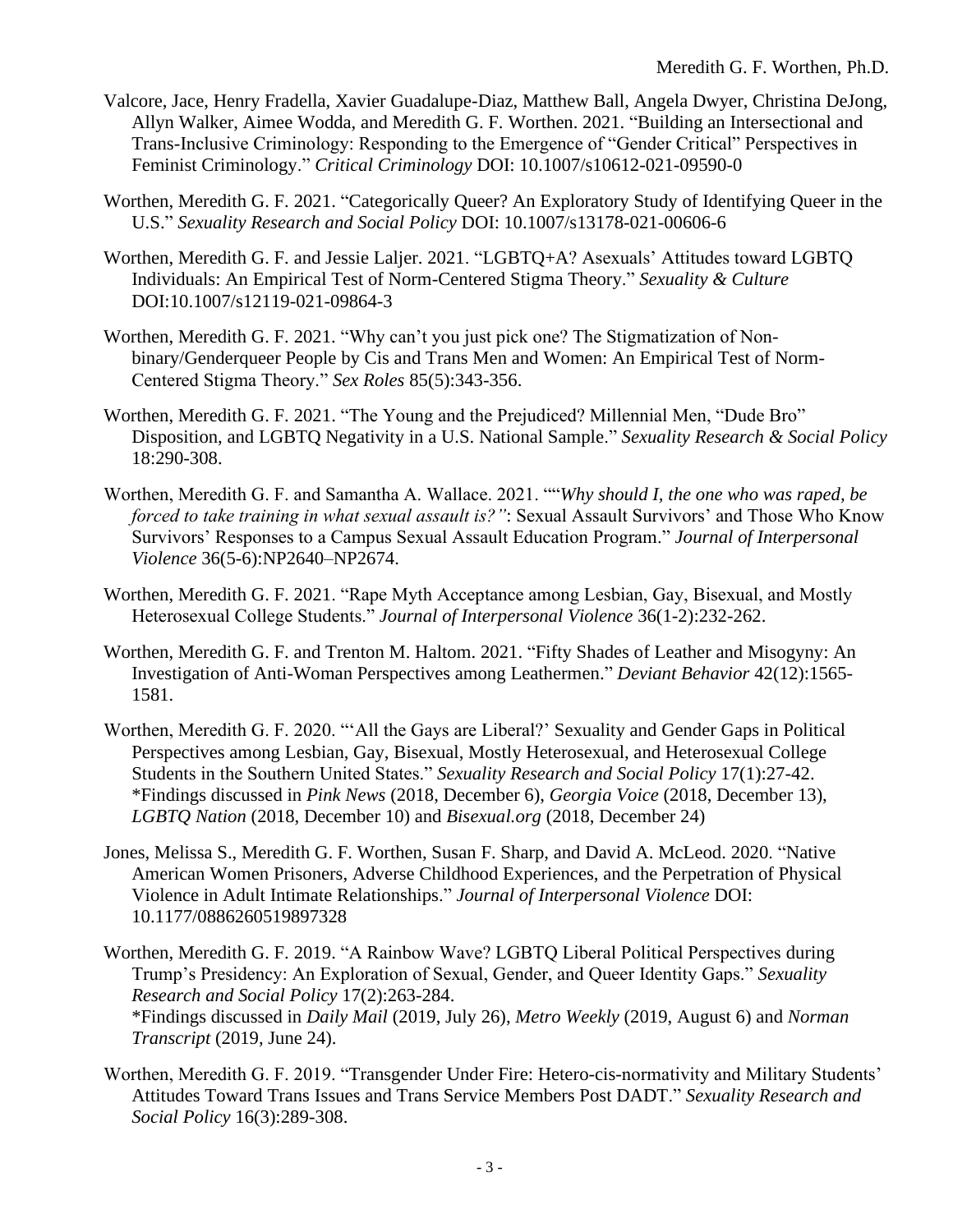Valcore, Jace, Henry Fradella, Xavier Guadalupe-Diaz, Matthew Ball, Angela Dwyer, Christina DeJong, Allyn Walker, Aimee Wodda, and Meredith G. F. Worthen. 2021. "Building an Intersectional and Trans-Inclusive Criminology: Responding to the Emergence of "Gender Critical" Perspectives in Feminist Criminology." *Critical Criminology* DOI: 10.1007/s10612-021-09590-0

Worthen, Meredith G. F. 2021. "Categorically Queer? An Exploratory Study of Identifying Queer in the U.S." *Sexuality Research and Social Policy* DOI: 10.1007/s13178-021-00606-6

Worthen, Meredith G. F. and Jessie Laljer. 2021. "LGBTQ+A? Asexuals' Attitudes toward LGBTQ Individuals: An Empirical Test of Norm-Centered Stigma Theory." *Sexuality & Culture* DOI:10.1007/s12119-021-09864-3

Worthen, Meredith G. F. 2021. "Why can't you just pick one? The Stigmatization of Non-binary/Genderqueer People by Cis and Trans Men and Women: An Empirical Test of Norm-Centered Stigma Theory." *Sex Roles* 85(5):343-356.

Worthen, Meredith G. F. 2021. "The Young and the Prejudiced? Millennial Men, "Dude Bro" Disposition, and LGBTQ Negativity in a U.S. National Sample." *Sexuality Research & Social Policy* 18:290-308.

Worthen, Meredith G. F. and Samantha A. Wallace. 2021. ""*Why should I, the one who was raped, be forced to take training in what sexual assault is?"*: Sexual Assault Survivors' and Those Who Know Survivors' Responses to a Campus Sexual Assault Education Program." *Journal of Interpersonal Violence* 36(5-6):NP2640–NP2674.

Worthen, Meredith G. F. 2021. "Rape Myth Acceptance among Lesbian, Gay, Bisexual, and Mostly Heterosexual College Students." *Journal of Interpersonal Violence* 36(1-2):232-262.

Worthen, Meredith G. F. and Trenton M. Haltom. 2021. "Fifty Shades of Leather and Misogyny: An Investigation of Anti-Woman Perspectives among Leathermen." *Deviant Behavior* 42(12):1565-1581.

Worthen, Meredith G. F. 2020. "'All the Gays are Liberal?' Sexuality and Gender Gaps in Political Perspectives among Lesbian, Gay, Bisexual, Mostly Heterosexual, and Heterosexual College Students in the Southern United States." *Sexuality Research and Social Policy* 17(1):27-42. *Findings discussed in *Pink News* (2018, December 6), *Georgia Voice* (2018, December 13), *LGBTQ Nation* (2018, December 10) and *Bisexual.org* (2018, December 24)

Jones, Melissa S., Meredith G. F. Worthen, Susan F. Sharp, and David A. McLeod. 2020. "Native American Women Prisoners, Adverse Childhood Experiences, and the Perpetration of Physical Violence in Adult Intimate Relationships." *Journal of Interpersonal Violence* DOI: 10.1177/0886260519897328

Worthen, Meredith G. F. 2019. "A Rainbow Wave? LGBTQ Liberal Political Perspectives during Trump's Presidency: An Exploration of Sexual, Gender, and Queer Identity Gaps." *Sexuality Research and Social Policy* 17(2):263-284.
*Findings discussed in *Daily Mail* (2019, July 26), *Metro Weekly* (2019, August 6) and *Norman Transcript* (2019, June 24).

Worthen, Meredith G. F. 2019. "Transgender Under Fire: Hetero-cis-normativity and Military Students' Attitudes Toward Trans Issues and Trans Service Members Post DADT." *Sexuality Research and Social Policy* 16(3):289-308.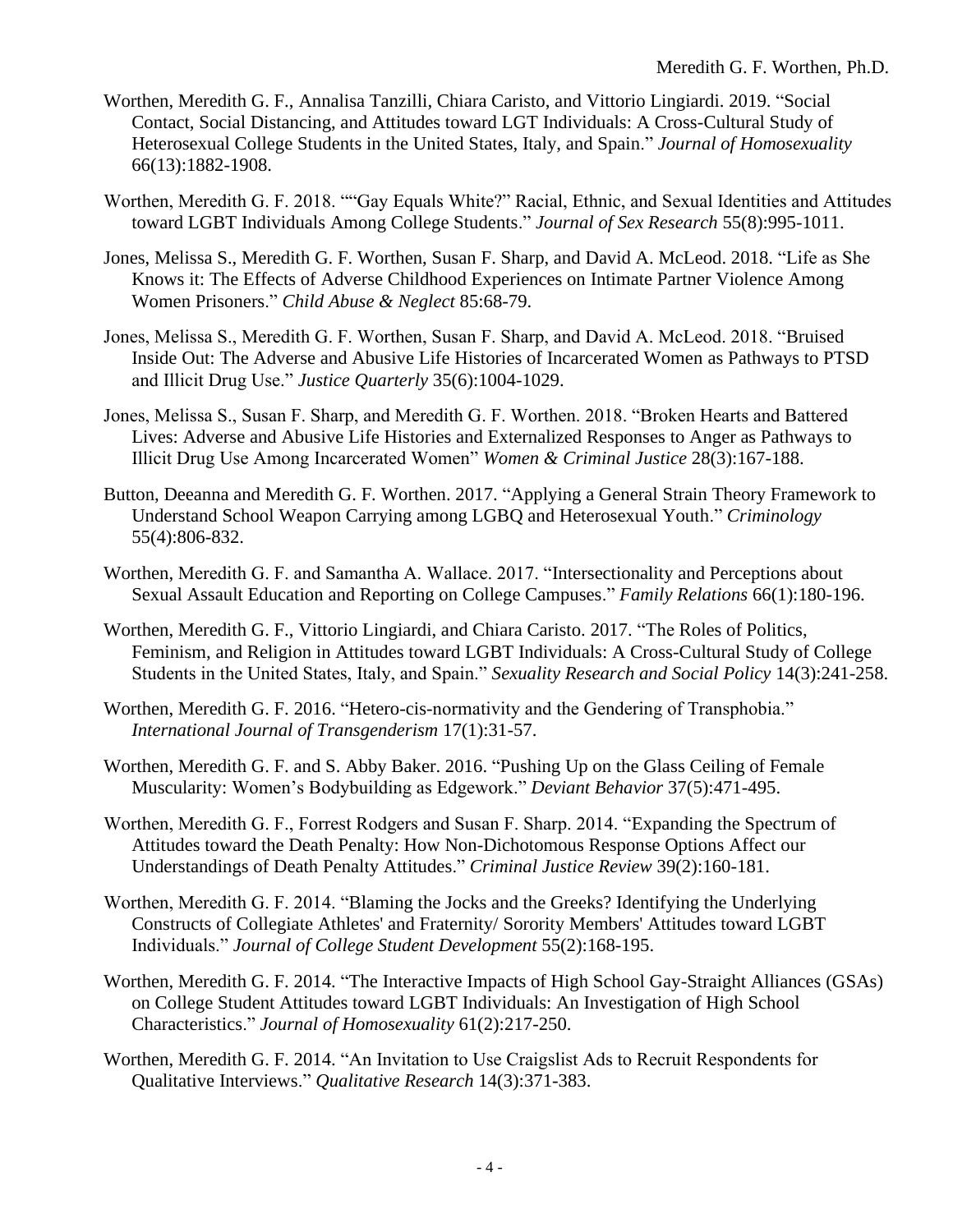Worthen, Meredith G. F., Annalisa Tanzilli, Chiara Caristo, and Vittorio Lingiardi. 2019. "Social Contact, Social Distancing, and Attitudes toward LGT Individuals: A Cross-Cultural Study of Heterosexual College Students in the United States, Italy, and Spain." *Journal of Homosexuality* 66(13):1882-1908.

Worthen, Meredith G. F. 2018. ""Gay Equals White?" Racial, Ethnic, and Sexual Identities and Attitudes toward LGBT Individuals Among College Students." *Journal of Sex Research* 55(8):995-1011.

Jones, Melissa S., Meredith G. F. Worthen, Susan F. Sharp, and David A. McLeod. 2018. "Life as She Knows it: The Effects of Adverse Childhood Experiences on Intimate Partner Violence Among Women Prisoners." *Child Abuse & Neglect* 85:68-79.

Jones, Melissa S., Meredith G. F. Worthen, Susan F. Sharp, and David A. McLeod. 2018. "Bruised Inside Out: The Adverse and Abusive Life Histories of Incarcerated Women as Pathways to PTSD and Illicit Drug Use." *Justice Quarterly* 35(6):1004-1029.

Jones, Melissa S., Susan F. Sharp, and Meredith G. F. Worthen. 2018. "Broken Hearts and Battered Lives: Adverse and Abusive Life Histories and Externalized Responses to Anger as Pathways to Illicit Drug Use Among Incarcerated Women" *Women & Criminal Justice* 28(3):167-188.

Button, Deeanna and Meredith G. F. Worthen. 2017. "Applying a General Strain Theory Framework to Understand School Weapon Carrying among LGBQ and Heterosexual Youth." *Criminology* 55(4):806-832.

Worthen, Meredith G. F. and Samantha A. Wallace. 2017. "Intersectionality and Perceptions about Sexual Assault Education and Reporting on College Campuses." *Family Relations* 66(1):180-196.

Worthen, Meredith G. F., Vittorio Lingiardi, and Chiara Caristo. 2017. "The Roles of Politics, Feminism, and Religion in Attitudes toward LGBT Individuals: A Cross-Cultural Study of College Students in the United States, Italy, and Spain." *Sexuality Research and Social Policy* 14(3):241-258.

Worthen, Meredith G. F. 2016. "Hetero-cis-normativity and the Gendering of Transphobia." *International Journal of Transgenderism* 17(1):31-57.

Worthen, Meredith G. F. and S. Abby Baker. 2016. "Pushing Up on the Glass Ceiling of Female Muscularity: Women's Bodybuilding as Edgework." *Deviant Behavior* 37(5):471-495.

Worthen, Meredith G. F., Forrest Rodgers and Susan F. Sharp. 2014. "Expanding the Spectrum of Attitudes toward the Death Penalty: How Non-Dichotomous Response Options Affect our Understandings of Death Penalty Attitudes." *Criminal Justice Review* 39(2):160-181.

Worthen, Meredith G. F. 2014. "Blaming the Jocks and the Greeks? Identifying the Underlying Constructs of Collegiate Athletes' and Fraternity/ Sorority Members' Attitudes toward LGBT Individuals." *Journal of College Student Development* 55(2):168-195.

Worthen, Meredith G. F. 2014. "The Interactive Impacts of High School Gay-Straight Alliances (GSAs) on College Student Attitudes toward LGBT Individuals: An Investigation of High School Characteristics." *Journal of Homosexuality* 61(2):217-250.

Worthen, Meredith G. F. 2014. "An Invitation to Use Craigslist Ads to Recruit Respondents for Qualitative Interviews." *Qualitative Research* 14(3):371-383.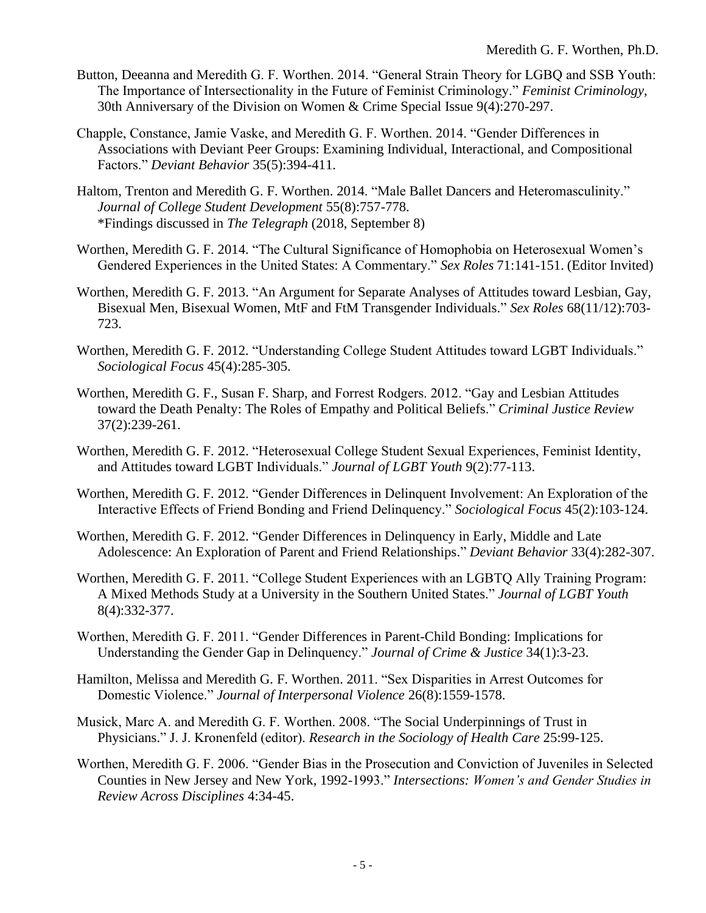Button, Deeanna and Meredith G. F. Worthen. 2014. "General Strain Theory for LGBQ and SSB Youth: The Importance of Intersectionality in the Future of Feminist Criminology." *Feminist Criminology*, 30th Anniversary of the Division on Women & Crime Special Issue 9(4):270-297.

Chapple, Constance, Jamie Vaske, and Meredith G. F. Worthen. 2014. "Gender Differences in Associations with Deviant Peer Groups: Examining Individual, Interactional, and Compositional Factors." *Deviant Behavior* 35(5):394-411.

Haltom, Trenton and Meredith G. F. Worthen. 2014. "Male Ballet Dancers and Heteromasculinity." *Journal of College Student Development* 55(8):757-778.
*Findings discussed in *The Telegraph* (2018, September 8)

Worthen, Meredith G. F. 2014. "The Cultural Significance of Homophobia on Heterosexual Women's Gendered Experiences in the United States: A Commentary." *Sex Roles* 71:141-151. (Editor Invited)

Worthen, Meredith G. F. 2013. "An Argument for Separate Analyses of Attitudes toward Lesbian, Gay, Bisexual Men, Bisexual Women, MtF and FtM Transgender Individuals." *Sex Roles* 68(11/12):703-723.

Worthen, Meredith G. F. 2012. "Understanding College Student Attitudes toward LGBT Individuals." *Sociological Focus* 45(4):285-305.

Worthen, Meredith G. F., Susan F. Sharp, and Forrest Rodgers. 2012. "Gay and Lesbian Attitudes toward the Death Penalty: The Roles of Empathy and Political Beliefs." *Criminal Justice Review* 37(2):239-261.

Worthen, Meredith G. F. 2012. "Heterosexual College Student Sexual Experiences, Feminist Identity, and Attitudes toward LGBT Individuals." *Journal of LGBT Youth* 9(2):77-113.

Worthen, Meredith G. F. 2012. "Gender Differences in Delinquent Involvement: An Exploration of the Interactive Effects of Friend Bonding and Friend Delinquency." *Sociological Focus* 45(2):103-124.

Worthen, Meredith G. F. 2012. "Gender Differences in Delinquency in Early, Middle and Late Adolescence: An Exploration of Parent and Friend Relationships." *Deviant Behavior* 33(4):282-307.

Worthen, Meredith G. F. 2011. "College Student Experiences with an LGBTQ Ally Training Program: A Mixed Methods Study at a University in the Southern United States." *Journal of LGBT Youth* 8(4):332-377.

Worthen, Meredith G. F. 2011. "Gender Differences in Parent-Child Bonding: Implications for Understanding the Gender Gap in Delinquency." *Journal of Crime & Justice* 34(1):3-23.

Hamilton, Melissa and Meredith G. F. Worthen. 2011. "Sex Disparities in Arrest Outcomes for Domestic Violence." *Journal of Interpersonal Violence* 26(8):1559-1578.

Musick, Marc A. and Meredith G. F. Worthen. 2008. "The Social Underpinnings of Trust in Physicians." J. J. Kronenfeld (editor). *Research in the Sociology of Health Care* 25:99-125.

Worthen, Meredith G. F. 2006. "Gender Bias in the Prosecution and Conviction of Juveniles in Selected Counties in New Jersey and New York, 1992-1993." *Intersections: Women's and Gender Studies in Review Across Disciplines* 4:34-45.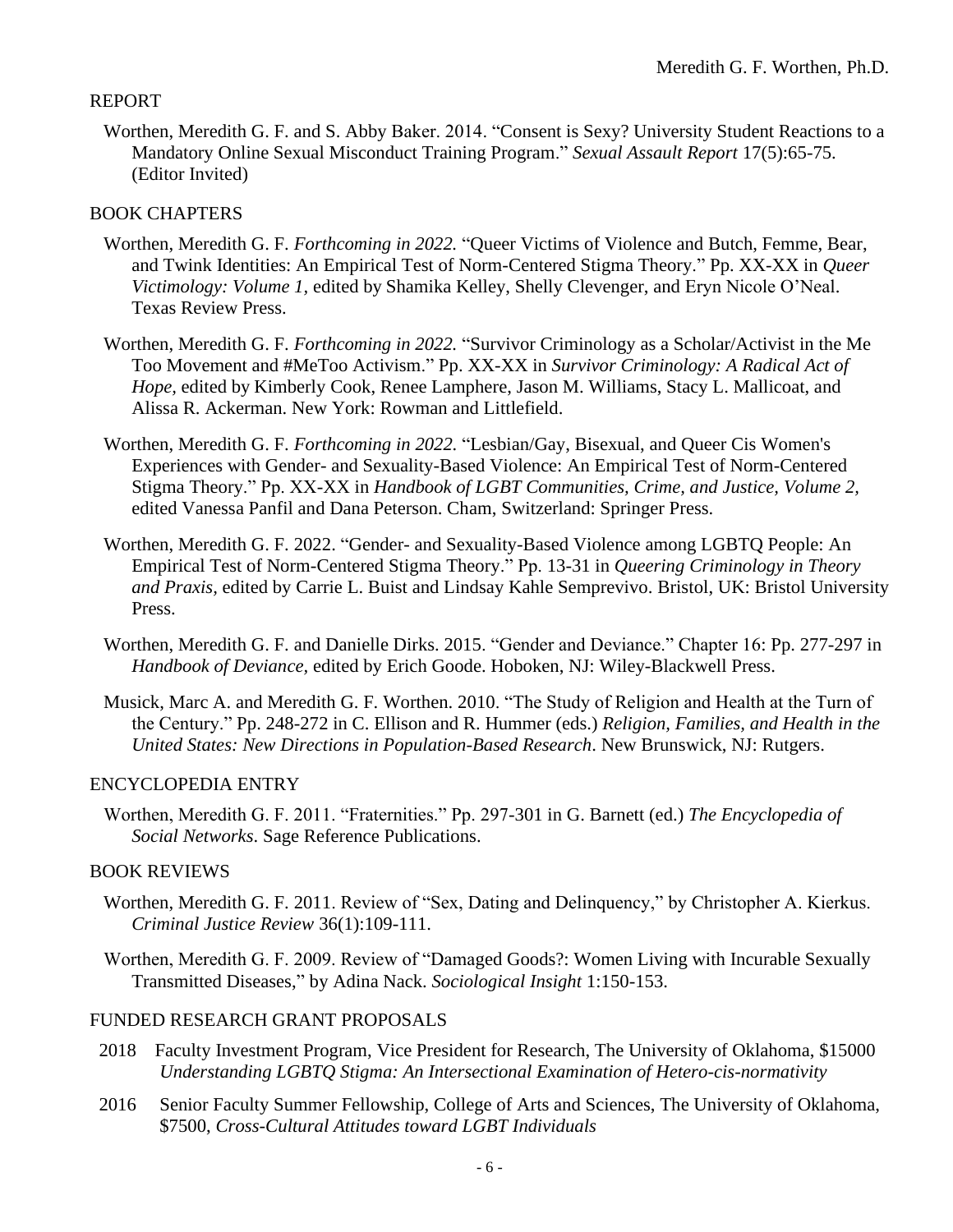## REPORT

Worthen, Meredith G. F. and S. Abby Baker. 2014. "Consent is Sexy? University Student Reactions to a Mandatory Online Sexual Misconduct Training Program." *Sexual Assault Report* 17(5):65-75. (Editor Invited)

## BOOK CHAPTERS

Worthen, Meredith G. F. *Forthcoming in 2022.* "Queer Victims of Violence and Butch, Femme, Bear, and Twink Identities: An Empirical Test of Norm-Centered Stigma Theory." Pp. XX-XX in *Queer Victimology: Volume 1,* edited by Shamika Kelley, Shelly Clevenger, and Eryn Nicole O'Neal. Texas Review Press.

Worthen, Meredith G. F. *Forthcoming in 2022.* "Survivor Criminology as a Scholar/Activist in the Me Too Movement and #MeToo Activism." Pp. XX-XX in *Survivor Criminology: A Radical Act of Hope,* edited by Kimberly Cook, Renee Lamphere, Jason M. Williams, Stacy L. Mallicoat, and Alissa R. Ackerman. New York: Rowman and Littlefield.

Worthen, Meredith G. F. *Forthcoming in 2022.* "Lesbian/Gay, Bisexual, and Queer Cis Women's Experiences with Gender- and Sexuality-Based Violence: An Empirical Test of Norm-Centered Stigma Theory." Pp. XX-XX in *Handbook of LGBT Communities, Crime, and Justice, Volume 2,* edited Vanessa Panfil and Dana Peterson. Cham, Switzerland: Springer Press.

Worthen, Meredith G. F. 2022. "Gender- and Sexuality-Based Violence among LGBTQ People: An Empirical Test of Norm-Centered Stigma Theory." Pp. 13-31 in *Queering Criminology in Theory and Praxis,* edited by Carrie L. Buist and Lindsay Kahle Semprevivo. Bristol, UK: Bristol University Press.

Worthen, Meredith G. F. and Danielle Dirks. 2015. "Gender and Deviance." Chapter 16: Pp. 277-297 in *Handbook of Deviance,* edited by Erich Goode. Hoboken, NJ: Wiley-Blackwell Press.

Musick, Marc A. and Meredith G. F. Worthen. 2010. "The Study of Religion and Health at the Turn of the Century." Pp. 248-272 in C. Ellison and R. Hummer (eds.) *Religion, Families, and Health in the United States: New Directions in Population-Based Research*. New Brunswick, NJ: Rutgers.

## ENCYCLOPEDIA ENTRY

Worthen, Meredith G. F. 2011. "Fraternities." Pp. 297-301 in G. Barnett (ed.) *The Encyclopedia of Social Networks*. Sage Reference Publications.

## BOOK REVIEWS

Worthen, Meredith G. F. 2011. Review of "Sex, Dating and Delinquency," by Christopher A. Kierkus. *Criminal Justice Review* 36(1):109-111.

Worthen, Meredith G. F. 2009. Review of "Damaged Goods?: Women Living with Incurable Sexually Transmitted Diseases," by Adina Nack. *Sociological Insight* 1:150-153.

## FUNDED RESEARCH GRANT PROPOSALS

2018 Faculty Investment Program, Vice President for Research, The University of Oklahoma, $15000 *Understanding LGBTQ Stigma: An Intersectional Examination of Hetero-cis-normativity*

2016 Senior Faculty Summer Fellowship, College of Arts and Sciences, The University of Oklahoma, $7500, *Cross-Cultural Attitudes toward LGBT Individuals*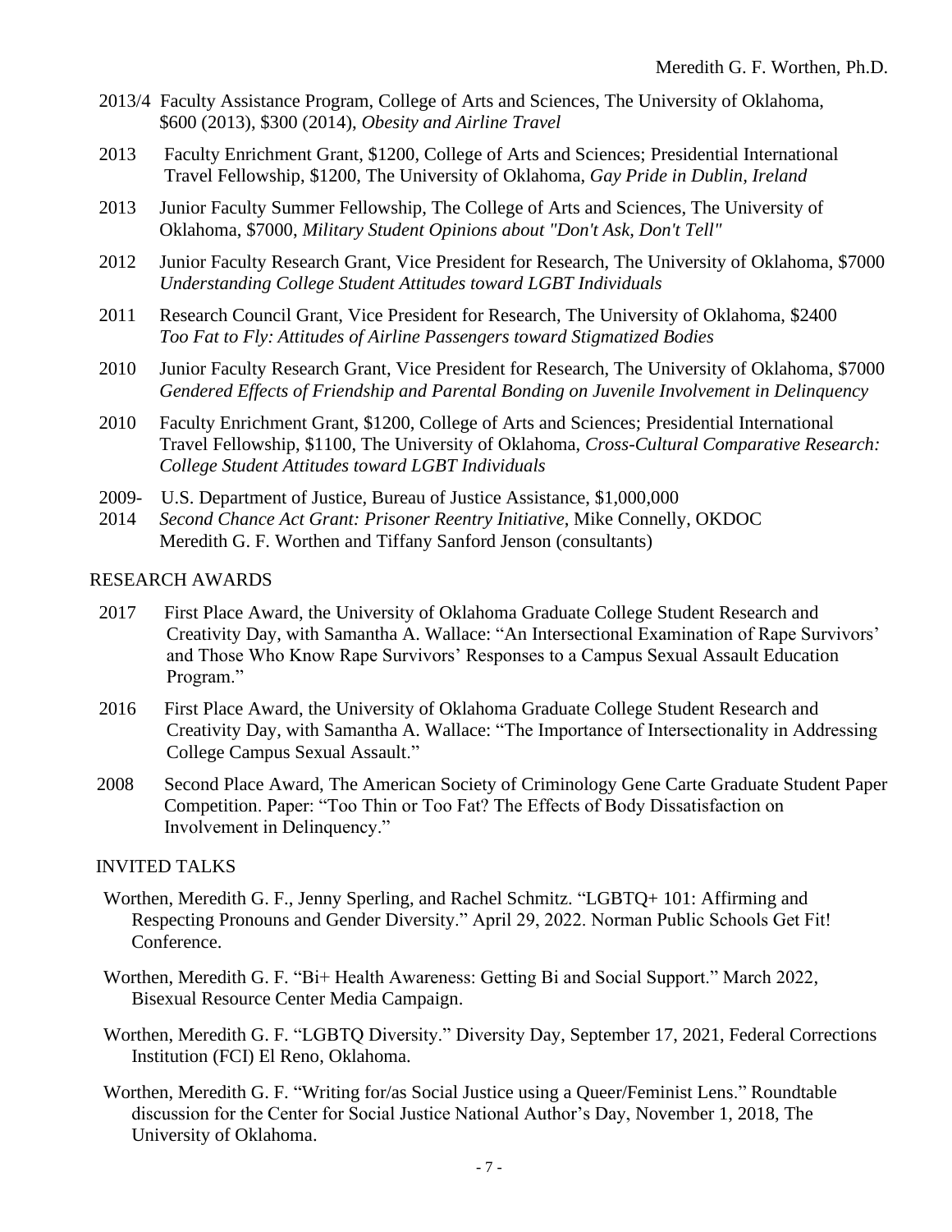2013/4 Faculty Assistance Program, College of Arts and Sciences, The University of Oklahoma, $600 (2013), $300 (2014), *Obesity and Airline Travel*

2013 Faculty Enrichment Grant, $1200, College of Arts and Sciences; Presidential International Travel Fellowship, $1200, The University of Oklahoma, *Gay Pride in Dublin, Ireland*

2013 Junior Faculty Summer Fellowship, The College of Arts and Sciences, The University of Oklahoma, $7000, *Military Student Opinions about "Don't Ask, Don't Tell"*

2012 Junior Faculty Research Grant, Vice President for Research, The University of Oklahoma, $7000 *Understanding College Student Attitudes toward LGBT Individuals*

2011 Research Council Grant, Vice President for Research, The University of Oklahoma, $2400 *Too Fat to Fly: Attitudes of Airline Passengers toward Stigmatized Bodies*

2010 Junior Faculty Research Grant, Vice President for Research, The University of Oklahoma, $7000 *Gendered Effects of Friendship and Parental Bonding on Juvenile Involvement in Delinquency*

2010 Faculty Enrichment Grant, $1200, College of Arts and Sciences; Presidential International Travel Fellowship, $1100, The University of Oklahoma, *Cross-Cultural Comparative Research: College Student Attitudes toward LGBT Individuals*

2009-2014 U.S. Department of Justice, Bureau of Justice Assistance, $1,000,000 *Second Chance Act Grant: Prisoner Reentry Initiative*, Mike Connelly, OKDOC Meredith G. F. Worthen and Tiffany Sanford Jenson (consultants)

## RESEARCH AWARDS

2017 First Place Award, the University of Oklahoma Graduate College Student Research and Creativity Day, with Samantha A. Wallace: "An Intersectional Examination of Rape Survivors' and Those Who Know Rape Survivors' Responses to a Campus Sexual Assault Education Program."

2016 First Place Award, the University of Oklahoma Graduate College Student Research and Creativity Day, with Samantha A. Wallace: "The Importance of Intersectionality in Addressing College Campus Sexual Assault."

2008 Second Place Award, The American Society of Criminology Gene Carte Graduate Student Paper Competition. Paper: "Too Thin or Too Fat? The Effects of Body Dissatisfaction on Involvement in Delinquency."

## INVITED TALKS

Worthen, Meredith G. F., Jenny Sperling, and Rachel Schmitz. "LGBTQ+ 101: Affirming and Respecting Pronouns and Gender Diversity." April 29, 2022. Norman Public Schools Get Fit! Conference.

Worthen, Meredith G. F. "Bi+ Health Awareness: Getting Bi and Social Support." March 2022, Bisexual Resource Center Media Campaign.

Worthen, Meredith G. F. "LGBTQ Diversity." Diversity Day, September 17, 2021, Federal Corrections Institution (FCI) El Reno, Oklahoma.

Worthen, Meredith G. F. "Writing for/as Social Justice using a Queer/Feminist Lens." Roundtable discussion for the Center for Social Justice National Author's Day, November 1, 2018, The University of Oklahoma.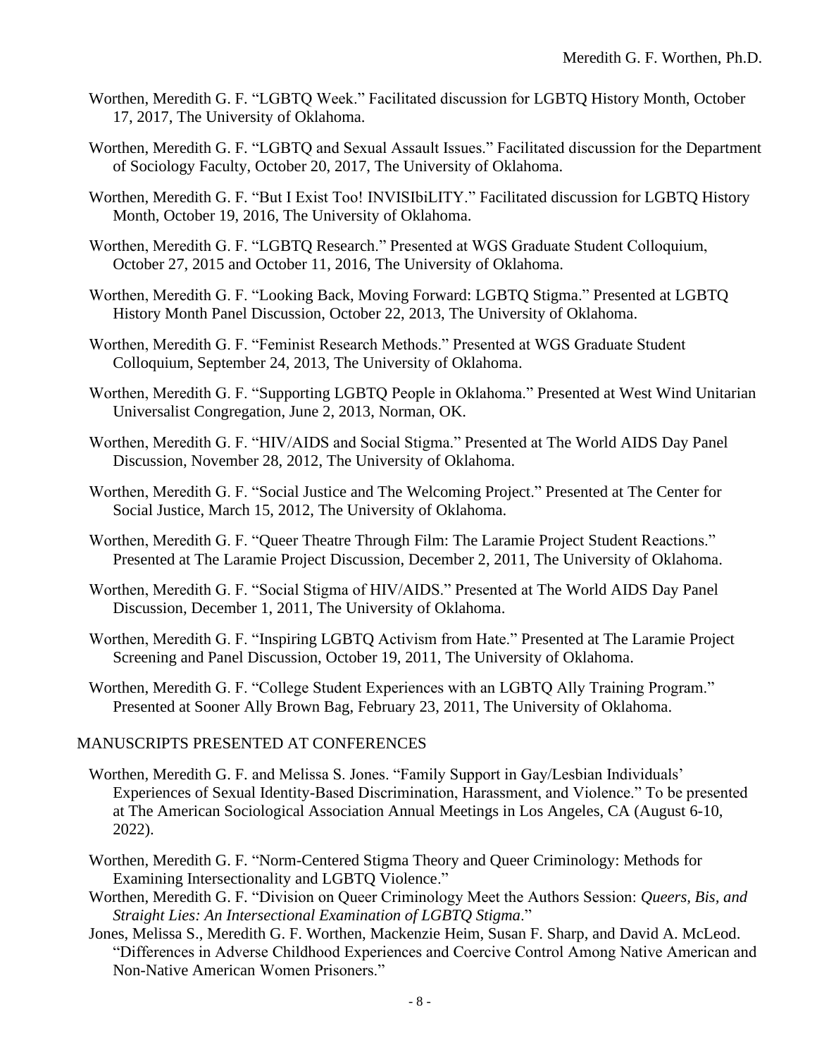Worthen, Meredith G. F. "LGBTQ Week." Facilitated discussion for LGBTQ History Month, October 17, 2017, The University of Oklahoma.

Worthen, Meredith G. F. "LGBTQ and Sexual Assault Issues." Facilitated discussion for the Department of Sociology Faculty, October 20, 2017, The University of Oklahoma.

Worthen, Meredith G. F. "But I Exist Too! INVISIbiLITY." Facilitated discussion for LGBTQ History Month, October 19, 2016, The University of Oklahoma.

Worthen, Meredith G. F. "LGBTQ Research." Presented at WGS Graduate Student Colloquium, October 27, 2015 and October 11, 2016, The University of Oklahoma.

Worthen, Meredith G. F. "Looking Back, Moving Forward: LGBTQ Stigma." Presented at LGBTQ History Month Panel Discussion, October 22, 2013, The University of Oklahoma.

Worthen, Meredith G. F. "Feminist Research Methods." Presented at WGS Graduate Student Colloquium, September 24, 2013, The University of Oklahoma.

Worthen, Meredith G. F. "Supporting LGBTQ People in Oklahoma." Presented at West Wind Unitarian Universalist Congregation, June 2, 2013, Norman, OK.

Worthen, Meredith G. F. "HIV/AIDS and Social Stigma." Presented at The World AIDS Day Panel Discussion, November 28, 2012, The University of Oklahoma.

Worthen, Meredith G. F. "Social Justice and The Welcoming Project." Presented at The Center for Social Justice, March 15, 2012, The University of Oklahoma.

Worthen, Meredith G. F. "Queer Theatre Through Film: The Laramie Project Student Reactions." Presented at The Laramie Project Discussion, December 2, 2011, The University of Oklahoma.

Worthen, Meredith G. F. "Social Stigma of HIV/AIDS." Presented at The World AIDS Day Panel Discussion, December 1, 2011, The University of Oklahoma.

Worthen, Meredith G. F. "Inspiring LGBTQ Activism from Hate." Presented at The Laramie Project Screening and Panel Discussion, October 19, 2011, The University of Oklahoma.

Worthen, Meredith G. F. "College Student Experiences with an LGBTQ Ally Training Program." Presented at Sooner Ally Brown Bag, February 23, 2011, The University of Oklahoma.

## MANUSCRIPTS PRESENTED AT CONFERENCES

Worthen, Meredith G. F. and Melissa S. Jones. "Family Support in Gay/Lesbian Individuals' Experiences of Sexual Identity-Based Discrimination, Harassment, and Violence." To be presented at The American Sociological Association Annual Meetings in Los Angeles, CA (August 6-10, 2022).

Worthen, Meredith G. F. "Norm-Centered Stigma Theory and Queer Criminology: Methods for Examining Intersectionality and LGBTQ Violence."

Worthen, Meredith G. F. "Division on Queer Criminology Meet the Authors Session: *Queers, Bis, and Straight Lies: An Intersectional Examination of LGBTQ Stigma*."

Jones, Melissa S., Meredith G. F. Worthen, Mackenzie Heim, Susan F. Sharp, and David A. McLeod. "Differences in Adverse Childhood Experiences and Coercive Control Among Native American and Non-Native American Women Prisoners."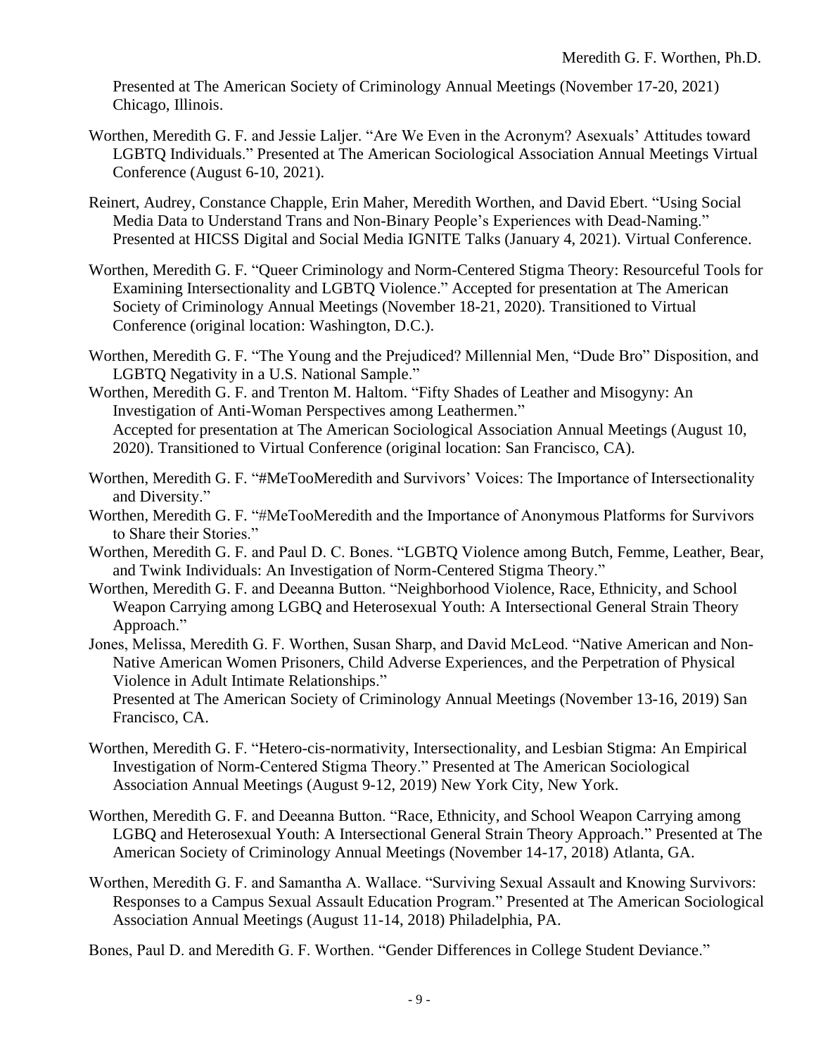Presented at The American Society of Criminology Annual Meetings (November 17-20, 2021) Chicago, Illinois.

Worthen, Meredith G. F. and Jessie Laljer. "Are We Even in the Acronym? Asexuals' Attitudes toward LGBTQ Individuals." Presented at The American Sociological Association Annual Meetings Virtual Conference (August 6-10, 2021).

Reinert, Audrey, Constance Chapple, Erin Maher, Meredith Worthen, and David Ebert. "Using Social Media Data to Understand Trans and Non-Binary People's Experiences with Dead-Naming." Presented at HICSS Digital and Social Media IGNITE Talks (January 4, 2021). Virtual Conference.

Worthen, Meredith G. F. "Queer Criminology and Norm-Centered Stigma Theory: Resourceful Tools for Examining Intersectionality and LGBTQ Violence." Accepted for presentation at The American Society of Criminology Annual Meetings (November 18-21, 2020). Transitioned to Virtual Conference (original location: Washington, D.C.).

Worthen, Meredith G. F. "The Young and the Prejudiced? Millennial Men, "Dude Bro" Disposition, and LGBTQ Negativity in a U.S. National Sample."

Worthen, Meredith G. F. and Trenton M. Haltom. "Fifty Shades of Leather and Misogyny: An Investigation of Anti-Woman Perspectives among Leathermen."
Accepted for presentation at The American Sociological Association Annual Meetings (August 10, 2020). Transitioned to Virtual Conference (original location: San Francisco, CA).

Worthen, Meredith G. F. "#MeTooMeredith and Survivors' Voices: The Importance of Intersectionality and Diversity."

Worthen, Meredith G. F. "#MeTooMeredith and the Importance of Anonymous Platforms for Survivors to Share their Stories."

Worthen, Meredith G. F. and Paul D. C. Bones. "LGBTQ Violence among Butch, Femme, Leather, Bear, and Twink Individuals: An Investigation of Norm-Centered Stigma Theory."

Worthen, Meredith G. F. and Deeanna Button. "Neighborhood Violence, Race, Ethnicity, and School Weapon Carrying among LGBQ and Heterosexual Youth: A Intersectional General Strain Theory Approach."

Jones, Melissa, Meredith G. F. Worthen, Susan Sharp, and David McLeod. "Native American and Non-Native American Women Prisoners, Child Adverse Experiences, and the Perpetration of Physical Violence in Adult Intimate Relationships."
Presented at The American Society of Criminology Annual Meetings (November 13-16, 2019) San Francisco, CA.

Worthen, Meredith G. F. "Hetero-cis-normativity, Intersectionality, and Lesbian Stigma: An Empirical Investigation of Norm-Centered Stigma Theory." Presented at The American Sociological Association Annual Meetings (August 9-12, 2019) New York City, New York.

Worthen, Meredith G. F. and Deeanna Button. "Race, Ethnicity, and School Weapon Carrying among LGBQ and Heterosexual Youth: A Intersectional General Strain Theory Approach." Presented at The American Society of Criminology Annual Meetings (November 14-17, 2018) Atlanta, GA.

Worthen, Meredith G. F. and Samantha A. Wallace. "Surviving Sexual Assault and Knowing Survivors: Responses to a Campus Sexual Assault Education Program." Presented at The American Sociological Association Annual Meetings (August 11-14, 2018) Philadelphia, PA.

Bones, Paul D. and Meredith G. F. Worthen. "Gender Differences in College Student Deviance."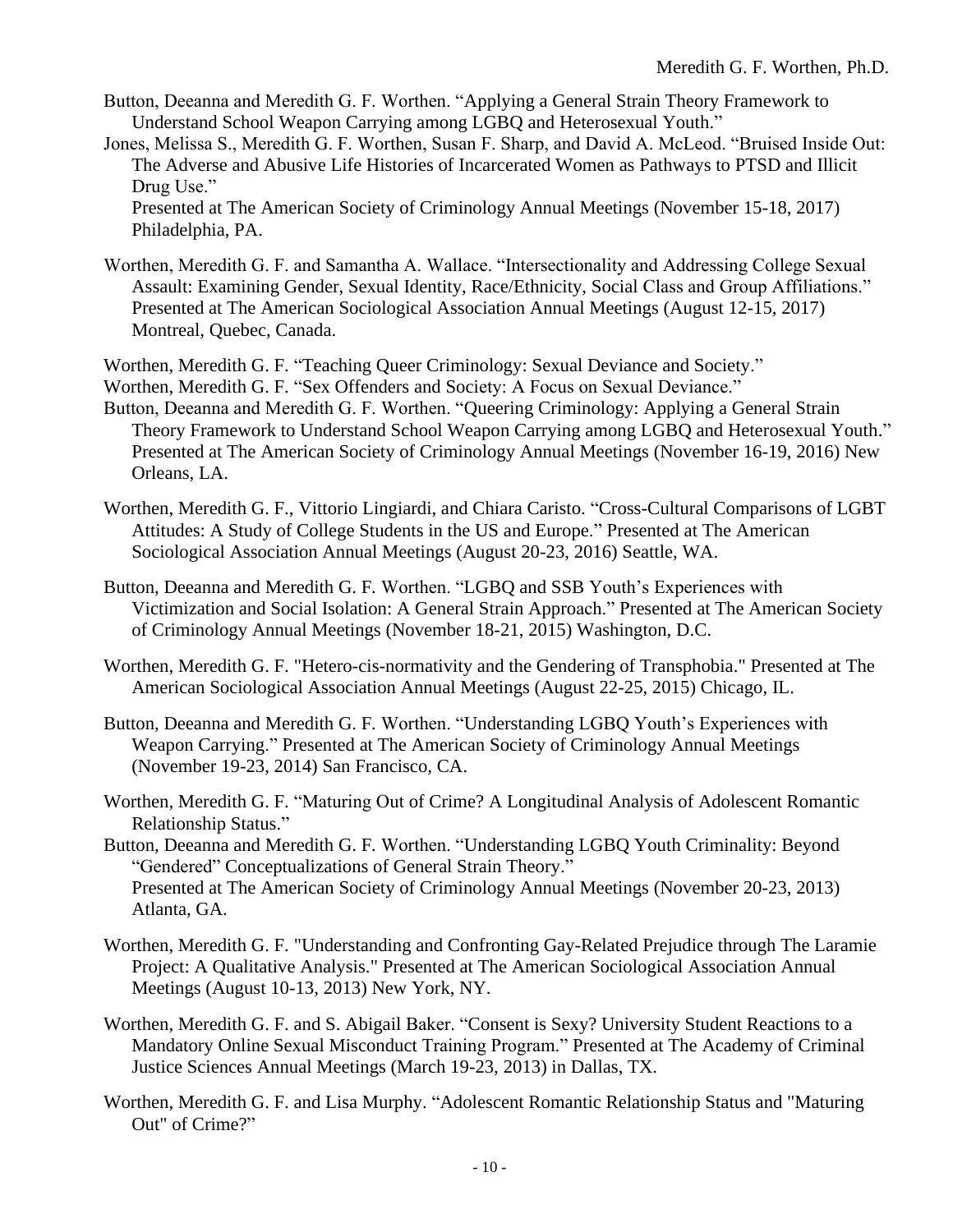Button, Deeanna and Meredith G. F. Worthen. "Applying a General Strain Theory Framework to Understand School Weapon Carrying among LGBQ and Heterosexual Youth."

Jones, Melissa S., Meredith G. F. Worthen, Susan F. Sharp, and David A. McLeod. "Bruised Inside Out: The Adverse and Abusive Life Histories of Incarcerated Women as Pathways to PTSD and Illicit Drug Use."
Presented at The American Society of Criminology Annual Meetings (November 15-18, 2017) Philadelphia, PA.

Worthen, Meredith G. F. and Samantha A. Wallace. "Intersectionality and Addressing College Sexual Assault: Examining Gender, Sexual Identity, Race/Ethnicity, Social Class and Group Affiliations." Presented at The American Sociological Association Annual Meetings (August 12-15, 2017) Montreal, Quebec, Canada.

Worthen, Meredith G. F. "Teaching Queer Criminology: Sexual Deviance and Society."

Worthen, Meredith G. F. "Sex Offenders and Society: A Focus on Sexual Deviance."

Button, Deeanna and Meredith G. F. Worthen. "Queering Criminology: Applying a General Strain Theory Framework to Understand School Weapon Carrying among LGBQ and Heterosexual Youth." Presented at The American Society of Criminology Annual Meetings (November 16-19, 2016) New Orleans, LA.

Worthen, Meredith G. F., Vittorio Lingiardi, and Chiara Caristo. "Cross-Cultural Comparisons of LGBT Attitudes: A Study of College Students in the US and Europe." Presented at The American Sociological Association Annual Meetings (August 20-23, 2016) Seattle, WA.

Button, Deeanna and Meredith G. F. Worthen. "LGBQ and SSB Youth's Experiences with Victimization and Social Isolation: A General Strain Approach." Presented at The American Society of Criminology Annual Meetings (November 18-21, 2015) Washington, D.C.

Worthen, Meredith G. F. "Hetero-cis-normativity and the Gendering of Transphobia." Presented at The American Sociological Association Annual Meetings (August 22-25, 2015) Chicago, IL.

Button, Deeanna and Meredith G. F. Worthen. "Understanding LGBQ Youth's Experiences with Weapon Carrying." Presented at The American Society of Criminology Annual Meetings (November 19-23, 2014) San Francisco, CA.

Worthen, Meredith G. F. "Maturing Out of Crime? A Longitudinal Analysis of Adolescent Romantic Relationship Status."

Button, Deeanna and Meredith G. F. Worthen. "Understanding LGBQ Youth Criminality: Beyond "Gendered" Conceptualizations of General Strain Theory."
Presented at The American Society of Criminology Annual Meetings (November 20-23, 2013) Atlanta, GA.

Worthen, Meredith G. F. "Understanding and Confronting Gay-Related Prejudice through The Laramie Project: A Qualitative Analysis." Presented at The American Sociological Association Annual Meetings (August 10-13, 2013) New York, NY.

Worthen, Meredith G. F. and S. Abigail Baker. "Consent is Sexy? University Student Reactions to a Mandatory Online Sexual Misconduct Training Program." Presented at The Academy of Criminal Justice Sciences Annual Meetings (March 19-23, 2013) in Dallas, TX.

Worthen, Meredith G. F. and Lisa Murphy. "Adolescent Romantic Relationship Status and "Maturing Out" of Crime?"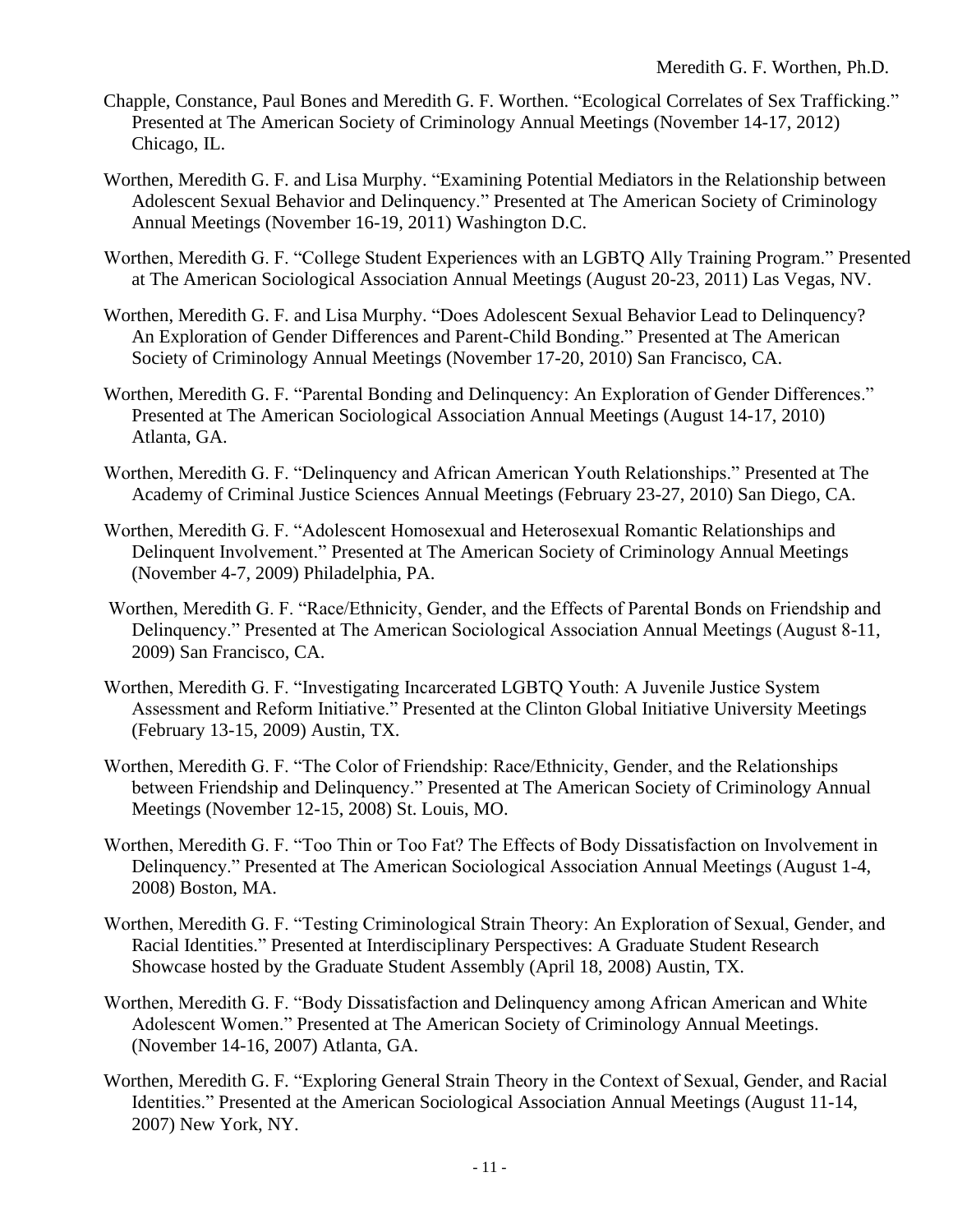Chapple, Constance, Paul Bones and Meredith G. F. Worthen. "Ecological Correlates of Sex Trafficking." Presented at The American Society of Criminology Annual Meetings (November 14-17, 2012) Chicago, IL.

Worthen, Meredith G. F. and Lisa Murphy. "Examining Potential Mediators in the Relationship between Adolescent Sexual Behavior and Delinquency." Presented at The American Society of Criminology Annual Meetings (November 16-19, 2011) Washington D.C.

Worthen, Meredith G. F. "College Student Experiences with an LGBTQ Ally Training Program." Presented at The American Sociological Association Annual Meetings (August 20-23, 2011) Las Vegas, NV.

Worthen, Meredith G. F. and Lisa Murphy. "Does Adolescent Sexual Behavior Lead to Delinquency? An Exploration of Gender Differences and Parent-Child Bonding." Presented at The American Society of Criminology Annual Meetings (November 17-20, 2010) San Francisco, CA.

Worthen, Meredith G. F. "Parental Bonding and Delinquency: An Exploration of Gender Differences." Presented at The American Sociological Association Annual Meetings (August 14-17, 2010) Atlanta, GA.

Worthen, Meredith G. F. "Delinquency and African American Youth Relationships." Presented at The Academy of Criminal Justice Sciences Annual Meetings (February 23-27, 2010) San Diego, CA.

Worthen, Meredith G. F. "Adolescent Homosexual and Heterosexual Romantic Relationships and Delinquent Involvement." Presented at The American Society of Criminology Annual Meetings (November 4-7, 2009) Philadelphia, PA.

Worthen, Meredith G. F. "Race/Ethnicity, Gender, and the Effects of Parental Bonds on Friendship and Delinquency." Presented at The American Sociological Association Annual Meetings (August 8-11, 2009) San Francisco, CA.

Worthen, Meredith G. F. "Investigating Incarcerated LGBTQ Youth: A Juvenile Justice System Assessment and Reform Initiative." Presented at the Clinton Global Initiative University Meetings (February 13-15, 2009) Austin, TX.

Worthen, Meredith G. F. "The Color of Friendship: Race/Ethnicity, Gender, and the Relationships between Friendship and Delinquency." Presented at The American Society of Criminology Annual Meetings (November 12-15, 2008) St. Louis, MO.

Worthen, Meredith G. F. "Too Thin or Too Fat? The Effects of Body Dissatisfaction on Involvement in Delinquency." Presented at The American Sociological Association Annual Meetings (August 1-4, 2008) Boston, MA.

Worthen, Meredith G. F. "Testing Criminological Strain Theory: An Exploration of Sexual, Gender, and Racial Identities." Presented at Interdisciplinary Perspectives: A Graduate Student Research Showcase hosted by the Graduate Student Assembly (April 18, 2008) Austin, TX.

Worthen, Meredith G. F. "Body Dissatisfaction and Delinquency among African American and White Adolescent Women." Presented at The American Society of Criminology Annual Meetings. (November 14-16, 2007) Atlanta, GA.

Worthen, Meredith G. F. "Exploring General Strain Theory in the Context of Sexual, Gender, and Racial Identities." Presented at the American Sociological Association Annual Meetings (August 11-14, 2007) New York, NY.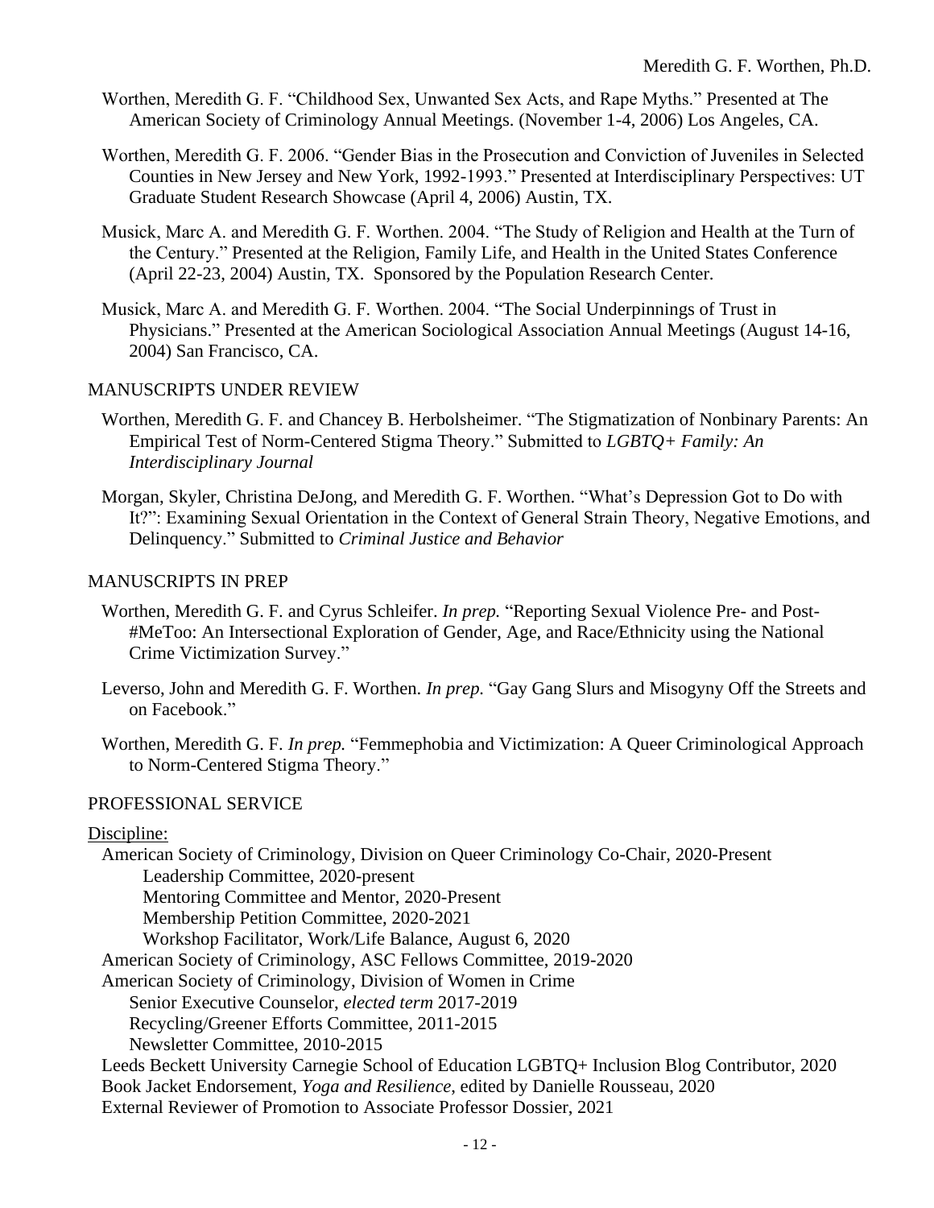Worthen, Meredith G. F. "Childhood Sex, Unwanted Sex Acts, and Rape Myths." Presented at The American Society of Criminology Annual Meetings. (November 1-4, 2006) Los Angeles, CA.

Worthen, Meredith G. F. 2006. "Gender Bias in the Prosecution and Conviction of Juveniles in Selected Counties in New Jersey and New York, 1992-1993." Presented at Interdisciplinary Perspectives: UT Graduate Student Research Showcase (April 4, 2006) Austin, TX.

Musick, Marc A. and Meredith G. F. Worthen. 2004. "The Study of Religion and Health at the Turn of the Century." Presented at the Religion, Family Life, and Health in the United States Conference (April 22-23, 2004) Austin, TX. Sponsored by the Population Research Center.

Musick, Marc A. and Meredith G. F. Worthen. 2004. "The Social Underpinnings of Trust in Physicians." Presented at the American Sociological Association Annual Meetings (August 14-16, 2004) San Francisco, CA.

## MANUSCRIPTS UNDER REVIEW

Worthen, Meredith G. F. and Chancey B. Herbolsheimer. "The Stigmatization of Nonbinary Parents: An Empirical Test of Norm-Centered Stigma Theory." Submitted to *LGBTQ+ Family: An Interdisciplinary Journal*

Morgan, Skyler, Christina DeJong, and Meredith G. F. Worthen. "What's Depression Got to Do with It?": Examining Sexual Orientation in the Context of General Strain Theory, Negative Emotions, and Delinquency." Submitted to *Criminal Justice and Behavior*

## MANUSCRIPTS IN PREP

Worthen, Meredith G. F. and Cyrus Schleifer. *In prep.* "Reporting Sexual Violence Pre- and Post-#MeToo: An Intersectional Exploration of Gender, Age, and Race/Ethnicity using the National Crime Victimization Survey."

Leverso, John and Meredith G. F. Worthen. *In prep.* "Gay Gang Slurs and Misogyny Off the Streets and on Facebook."

Worthen, Meredith G. F. *In prep.* "Femmephobia and Victimization: A Queer Criminological Approach to Norm-Centered Stigma Theory."

## PROFESSIONAL SERVICE

Discipline:

American Society of Criminology, Division on Queer Criminology Co-Chair, 2020-Present
- Leadership Committee, 2020-present
- Mentoring Committee and Mentor, 2020-Present
- Membership Petition Committee, 2020-2021
- Workshop Facilitator, Work/Life Balance, August 6, 2020

American Society of Criminology, ASC Fellows Committee, 2019-2020

American Society of Criminology, Division of Women in Crime
- Senior Executive Counselor, *elected term* 2017-2019
- Recycling/Greener Efforts Committee, 2011-2015
- Newsletter Committee, 2010-2015

Leeds Beckett University Carnegie School of Education LGBTQ+ Inclusion Blog Contributor, 2020

Book Jacket Endorsement, *Yoga and Resilience*, edited by Danielle Rousseau, 2020

External Reviewer of Promotion to Associate Professor Dossier, 2021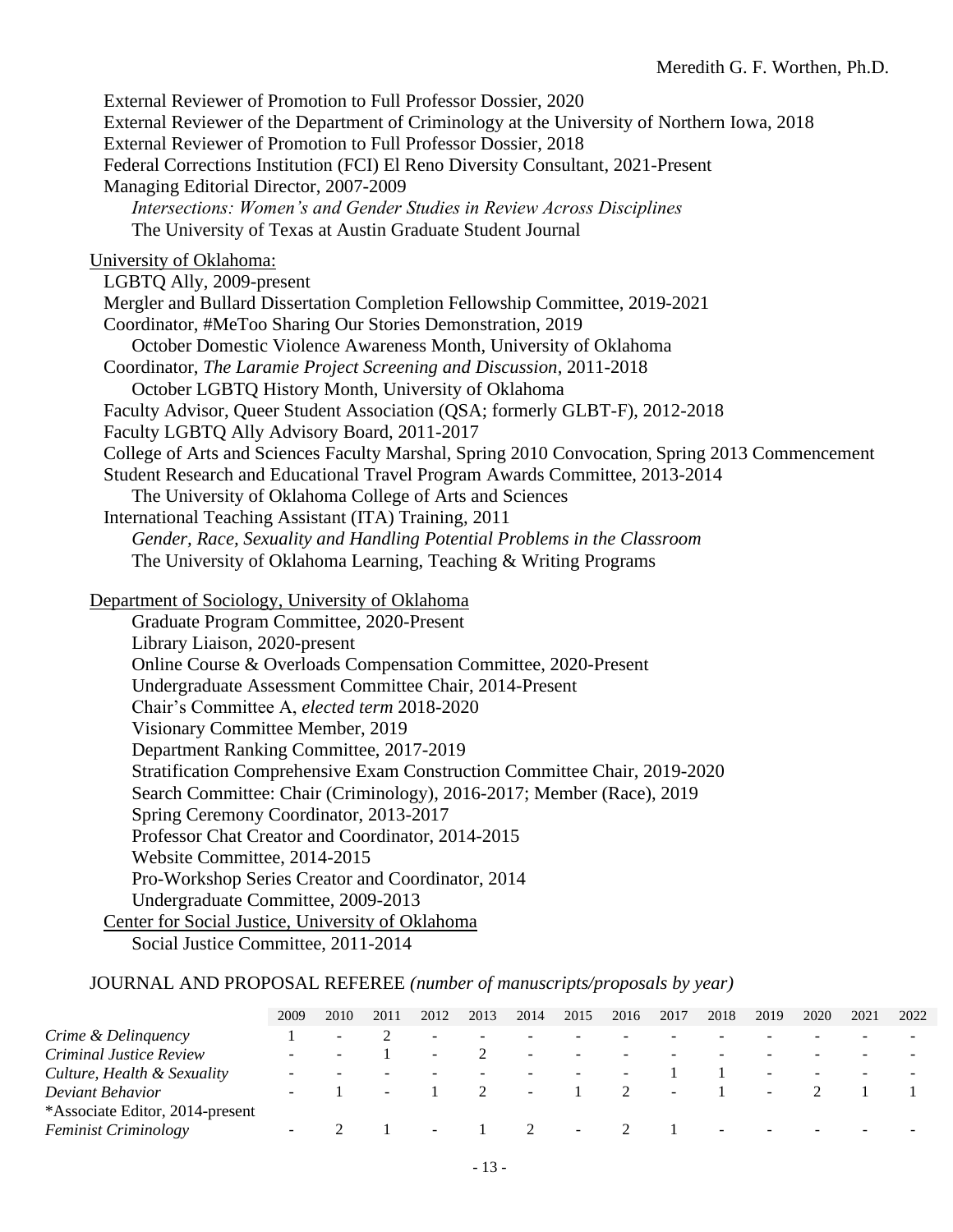External Reviewer of Promotion to Full Professor Dossier, 2020
External Reviewer of the Department of Criminology at the University of Northern Iowa, 2018
External Reviewer of Promotion to Full Professor Dossier, 2018
Federal Corrections Institution (FCI) El Reno Diversity Consultant, 2021-Present
Managing Editorial Director, 2007-2009
*Intersections: Women's and Gender Studies in Review Across Disciplines*
The University of Texas at Austin Graduate Student Journal

University of Oklahoma:

LGBTQ Ally, 2009-present
Mergler and Bullard Dissertation Completion Fellowship Committee, 2019-2021
Coordinator, #MeToo Sharing Our Stories Demonstration, 2019
October Domestic Violence Awareness Month, University of Oklahoma
Coordinator, *The Laramie Project Screening and Discussion*, 2011-2018
October LGBTQ History Month, University of Oklahoma
Faculty Advisor, Queer Student Association (QSA; formerly GLBT-F), 2012-2018
Faculty LGBTQ Ally Advisory Board, 2011-2017
College of Arts and Sciences Faculty Marshal, Spring 2010 Convocation, Spring 2013 Commencement
Student Research and Educational Travel Program Awards Committee, 2013-2014
The University of Oklahoma College of Arts and Sciences
International Teaching Assistant (ITA) Training, 2011
*Gender, Race, Sexuality and Handling Potential Problems in the Classroom*
The University of Oklahoma Learning, Teaching & Writing Programs

Department of Sociology, University of Oklahoma

Graduate Program Committee, 2020-Present
Library Liaison, 2020-present
Online Course & Overloads Compensation Committee, 2020-Present
Undergraduate Assessment Committee Chair, 2014-Present
Chair's Committee A, *elected term* 2018-2020
Visionary Committee Member, 2019
Department Ranking Committee, 2017-2019
Stratification Comprehensive Exam Construction Committee Chair, 2019-2020
Search Committee: Chair (Criminology), 2016-2017; Member (Race), 2019
Spring Ceremony Coordinator, 2013-2017
Professor Chat Creator and Coordinator, 2014-2015
Website Committee, 2014-2015
Pro-Workshop Series Creator and Coordinator, 2014
Undergraduate Committee, 2009-2013

Center for Social Justice, University of Oklahoma

Social Justice Committee, 2011-2014

JOURNAL AND PROPOSAL REFEREE *(number of manuscripts/proposals by year)*

| | 2009 | 2010 | 2011 | 2012 | 2013 | 2014 | 2015 | 2016 | 2017 | 2018 | 2019 | 2020 | 2021 | 2022 |
|---|---|---|---|---|---|---|---|---|---|---|---|---|---|---|
| *Crime & Delinquency* | 1 | - | 2 | - | - | - | - | - | - | - | - | - | - | - |
| *Criminal Justice Review* | - | - | 1 | - | 2 | - | - | - | - | - | - | - | - | - |
| *Culture, Health & Sexuality* | - | - | - | - | - | - | - | - | 1 | 1 | - | - | - | - |
| *Deviant Behavior* | - | 1 | - | 1 | 2 | - | 1 | 2 | - | 1 | - | 2 | 1 | 1 |
| *Associate Editor, 2014-present | | | | | | | | | | | | | | |
| *Feminist Criminology* | - | 2 | 1 | - | 1 | 2 | - | 2 | 1 | - | - | - | - | - |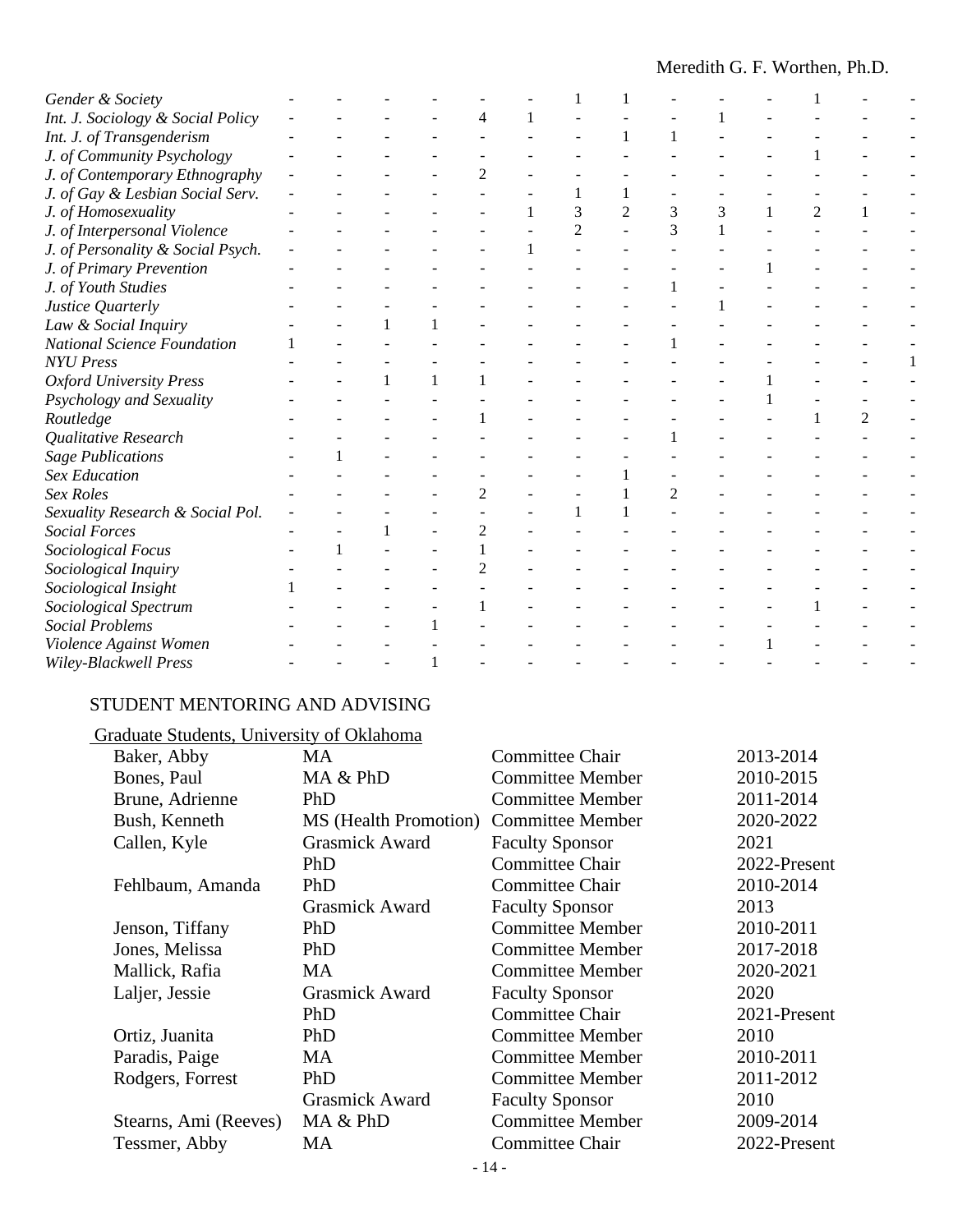| | | | | | | | | | | | | | | |
|---|---|---|---|---|---|---|---|---|---|---|---|---|---|---|
| *Gender & Society* | - | - | - | - | - | - | 1 | 1 | - | - | - | 1 | - | - |
| *Int. J. Sociology & Social Policy* | - | - | - | - | 4 | 1 | - | - | - | 1 | - | - | - | - |
| *Int. J. of Transgenderism* | - | - | - | - | - | - | - | 1 | 1 | - | - | - | - | - |
| *J. of Community Psychology* | - | - | - | - | - | - | - | - | - | - | - | 1 | - | - |
| *J. of Contemporary Ethnography* | - | - | - | - | 2 | - | - | - | - | - | - | - | - | - |
| *J. of Gay & Lesbian Social Serv.* | - | - | - | - | - | - | 1 | 1 | - | - | - | - | - | - |
| *J. of Homosexuality* | - | - | - | - | - | 1 | 3 | 2 | 3 | 3 | 1 | 2 | 1 | - |
| *J. of Interpersonal Violence* | - | - | - | - | - | - | 2 | - | 3 | 1 | - | - | - | - |
| *J. of Personality & Social Psych.* | - | - | - | - | - | 1 | - | - | - | - | - | - | - | - |
| *J. of Primary Prevention* | - | - | - | - | - | - | - | - | - | - | 1 | - | - | - |
| *J. of Youth Studies* | - | - | - | - | - | - | - | - | 1 | - | - | - | - | - |
| *Justice Quarterly* | - | - | - | - | - | - | - | - | - | 1 | - | - | - | - |
| *Law & Social Inquiry* | - | - | 1 | 1 | - | - | - | - | - | - | - | - | - | - |
| *National Science Foundation* | 1 | - | - | - | - | - | - | - | 1 | - | - | - | - | - |
| *NYU Press* | - | - | - | - | - | - | - | - | - | - | - | - | - | 1 |
| *Oxford University Press* | - | - | 1 | 1 | 1 | - | - | - | - | - | 1 | - | - | - |
| *Psychology and Sexuality* | - | - | - | - | - | - | - | - | - | - | 1 | - | - | - |
| *Routledge* | - | - | - | - | 1 | - | - | - | - | - | - | 1 | 2 | - |
| *Qualitative Research* | - | - | - | - | - | - | - | - | 1 | - | - | - | - | - |
| *Sage Publications* | - | 1 | - | - | - | - | - | - | - | - | - | - | - | - |
| *Sex Education* | - | - | - | - | - | - | - | 1 | - | - | - | - | - | - |
| *Sex Roles* | - | - | - | - | 2 | - | - | 1 | 2 | - | - | - | - | - |
| *Sexuality Research & Social Pol.* | - | - | - | - | - | - | 1 | 1 | - | - | - | - | - | - |
| *Social Forces* | - | - | 1 | - | 2 | - | - | - | - | - | - | - | - | - |
| *Sociological Focus* | - | 1 | - | - | 1 | - | - | - | - | - | - | - | - | - |
| *Sociological Inquiry* | - | - | - | - | 2 | - | - | - | - | - | - | - | - | - |
| *Sociological Insight* | 1 | - | - | - | - | - | - | - | - | - | - | - | - | - |
| *Sociological Spectrum* | - | - | - | - | 1 | - | - | - | - | - | - | 1 | - | - |
| *Social Problems* | - | - | - | 1 | - | - | - | - | - | - | - | - | - | - |
| *Violence Against Women* | - | - | - | - | - | - | - | - | - | - | 1 | - | - | - |
| *Wiley-Blackwell Press* | - | - | - | 1 | - | - | - | - | - | - | - | - | - | - |

## STUDENT MENTORING AND ADVISING

Graduate Students, University of Oklahoma

| | | | |
|---|---|---|---|
| Baker, Abby | MA | Committee Chair | 2013-2014 |
| Bones, Paul | MA & PhD | Committee Member | 2010-2015 |
| Brune, Adrienne | PhD | Committee Member | 2011-2014 |
| Bush, Kenneth | MS (Health Promotion) | Committee Member | 2020-2022 |
| Callen, Kyle | Grasmick Award | Faculty Sponsor | 2021 |
| | PhD | Committee Chair | 2022-Present |
| Fehlbaum, Amanda | PhD | Committee Chair | 2010-2014 |
| | Grasmick Award | Faculty Sponsor | 2013 |
| Jenson, Tiffany | PhD | Committee Member | 2010-2011 |
| Jones, Melissa | PhD | Committee Member | 2017-2018 |
| Mallick, Rafia | MA | Committee Member | 2020-2021 |
| Laljer, Jessie | Grasmick Award | Faculty Sponsor | 2020 |
| | PhD | Committee Chair | 2021-Present |
| Ortiz, Juanita | PhD | Committee Member | 2010 |
| Paradis, Paige | MA | Committee Member | 2010-2011 |
| Rodgers, Forrest | PhD | Committee Member | 2011-2012 |
| | Grasmick Award | Faculty Sponsor | 2010 |
| Stearns, Ami (Reeves) | MA & PhD | Committee Member | 2009-2014 |
| Tessmer, Abby | MA | Committee Chair | 2022-Present |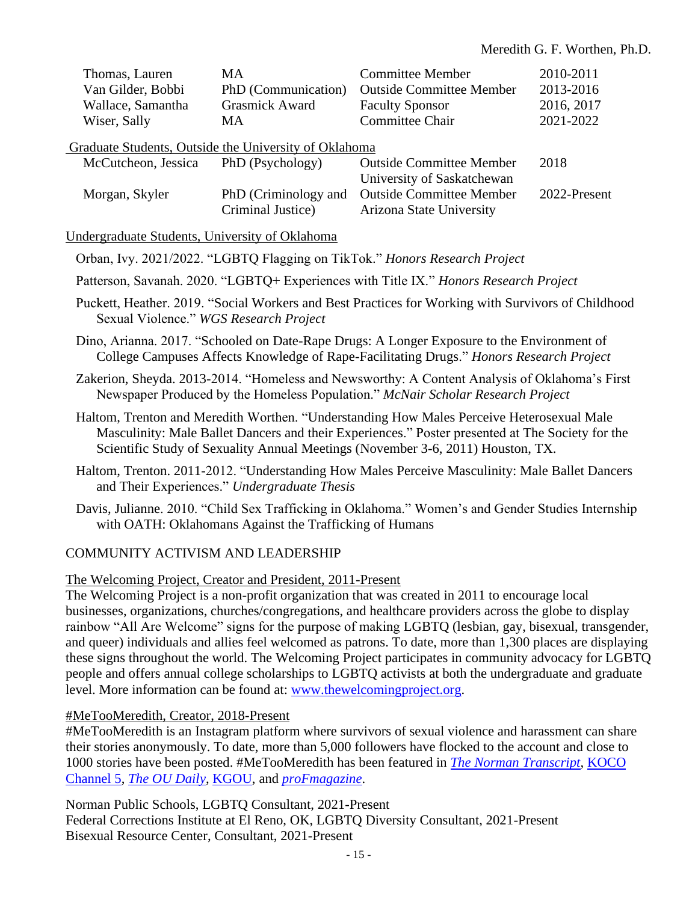| | | | |
|---|---|---|---|
| Thomas, Lauren | MA | Committee Member | 2010-2011 |
| Van Gilder, Bobbi | PhD (Communication) | Outside Committee Member | 2013-2016 |
| Wallace, Samantha | Grasmick Award | Faculty Sponsor | 2016, 2017 |
| Wiser, Sally | MA | Committee Chair | 2021-2022 |

Graduate Students, Outside the University of Oklahoma

| | | | |
|---|---|---|---|
| McCutcheon, Jessica | PhD (Psychology) | Outside Committee Member University of Saskatchewan | 2018 |
| Morgan, Skyler | PhD (Criminology and Criminal Justice) | Outside Committee Member Arizona State University | 2022-Present |

Undergraduate Students, University of Oklahoma

Orban, Ivy. 2021/2022. "LGBTQ Flagging on TikTok." *Honors Research Project*

Patterson, Savanah. 2020. "LGBTQ+ Experiences with Title IX." *Honors Research Project*

Puckett, Heather. 2019. "Social Workers and Best Practices for Working with Survivors of Childhood Sexual Violence." *WGS Research Project*

Dino, Arianna. 2017. "Schooled on Date-Rape Drugs: A Longer Exposure to the Environment of College Campuses Affects Knowledge of Rape-Facilitating Drugs." *Honors Research Project*

Zakerion, Sheyda. 2013-2014. "Homeless and Newsworthy: A Content Analysis of Oklahoma's First Newspaper Produced by the Homeless Population." *McNair Scholar Research Project*

Haltom, Trenton and Meredith Worthen. "Understanding How Males Perceive Heterosexual Male Masculinity: Male Ballet Dancers and their Experiences." Poster presented at The Society for the Scientific Study of Sexuality Annual Meetings (November 3-6, 2011) Houston, TX.

Haltom, Trenton. 2011-2012. "Understanding How Males Perceive Masculinity: Male Ballet Dancers and Their Experiences." *Undergraduate Thesis*

Davis, Julianne. 2010. "Child Sex Trafficking in Oklahoma." Women's and Gender Studies Internship with OATH: Oklahomans Against the Trafficking of Humans

## COMMUNITY ACTIVISM AND LEADERSHIP

The Welcoming Project, Creator and President, 2011-Present

The Welcoming Project is a non-profit organization that was created in 2011 to encourage local businesses, organizations, churches/congregations, and healthcare providers across the globe to display rainbow "All Are Welcome" signs for the purpose of making LGBTQ (lesbian, gay, bisexual, transgender, and queer) individuals and allies feel welcomed as patrons. To date, more than 1,300 places are displaying these signs throughout the world. The Welcoming Project participates in community advocacy for LGBTQ people and offers annual college scholarships to LGBTQ activists at both the undergraduate and graduate level. More information can be found at: www.thewelcomingproject.org.

#MeTooMeredith, Creator, 2018-Present

#MeTooMeredith is an Instagram platform where survivors of sexual violence and harassment can share their stories anonymously. To date, more than 5,000 followers have flocked to the account and close to 1000 stories have been posted. #MeTooMeredith has been featured in *The Norman Transcript*, KOCO Channel 5, *The OU Daily*, KGOU, and *proFmagazine*.

Norman Public Schools, LGBTQ Consultant, 2021-Present
Federal Corrections Institute at El Reno, OK, LGBTQ Diversity Consultant, 2021-Present
Bisexual Resource Center, Consultant, 2021-Present